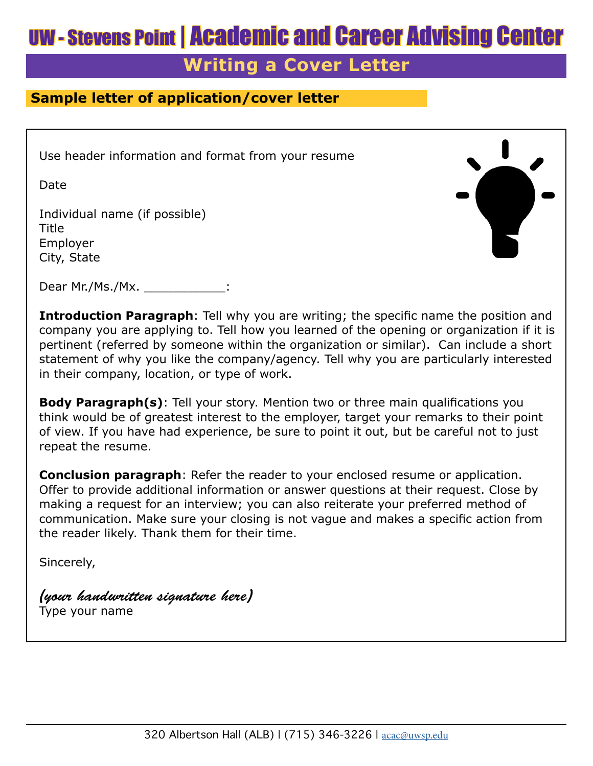# UW - Stevens Point | Academic and Career Advising Center

## Writing a Cover Letter

### Sample letter of application/cover letter

Use header information and format from your resume

Date

Individual name (if possible)
Title
Employer
City, State

Dear Mr./Ms./Mx. ___________:

**Introduction Paragraph**: Tell why you are writing; the specific name the position and company you are applying to. Tell how you learned of the opening or organization if it is pertinent (referred by someone within the organization or similar). Can include a short statement of why you like the company/agency. Tell why you are particularly interested in their company, location, or type of work.

**Body Paragraph(s)**: Tell your story. Mention two or three main qualifications you think would be of greatest interest to the employer, target your remarks to their point of view. If you have had experience, be sure to point it out, but be careful not to just repeat the resume.

**Conclusion paragraph**: Refer the reader to your enclosed resume or application. Offer to provide additional information or answer questions at their request. Close by making a request for an interview; you can also reiterate your preferred method of communication. Make sure your closing is not vague and makes a specific action from the reader likely. Thank them for their time.

Sincerely,

*(your handwritten signature here)*
Type your name

320 Albertson Hall (ALB) | (715) 346-3226 | acac@uwsp.edu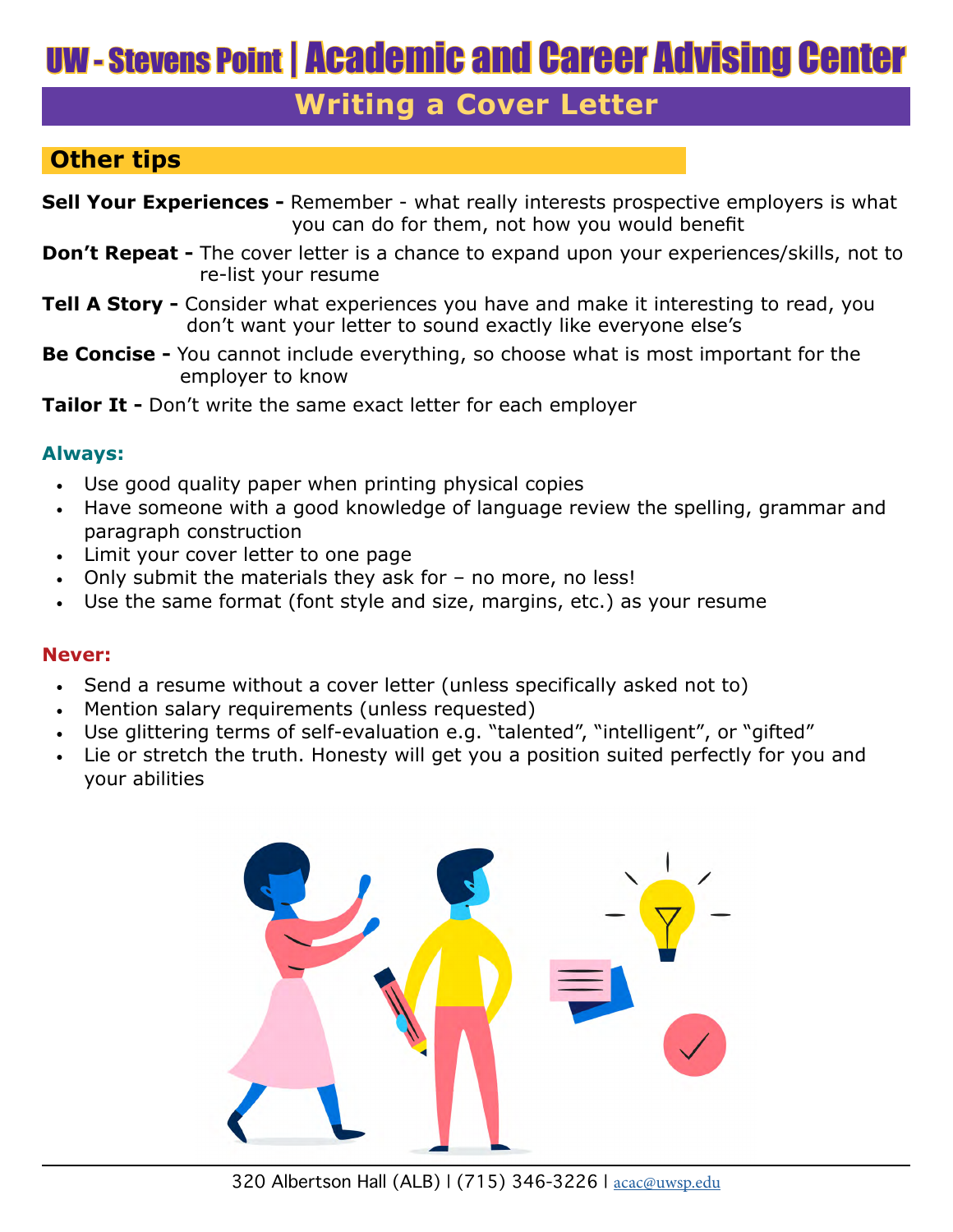# UW - Stevens Point | Academic and Career Advising Center

## Writing a Cover Letter

### Other tips

**Sell Your Experiences -** Remember - what really interests prospective employers is what you can do for them, not how you would benefit

**Don't Repeat -** The cover letter is a chance to expand upon your experiences/skills, not to re-list your resume

**Tell A Story -** Consider what experiences you have and make it interesting to read, you don't want your letter to sound exactly like everyone else's

**Be Concise -** You cannot include everything, so choose what is most important for the employer to know

**Tailor It -** Don't write the same exact letter for each employer

#### Always:

- Use good quality paper when printing physical copies
- Have someone with a good knowledge of language review the spelling, grammar and paragraph construction
- Limit your cover letter to one page
- Only submit the materials they ask for – no more, no less!
- Use the same format (font style and size, margins, etc.) as your resume

#### Never:

- Send a resume without a cover letter (unless specifically asked not to)
- Mention salary requirements (unless requested)
- Use glittering terms of self-evaluation e.g. "talented", "intelligent", or "gifted"
- Lie or stretch the truth. Honesty will get you a position suited perfectly for you and your abilities

320 Albertson Hall (ALB) | (715) 346-3226 | acac@uwsp.edu